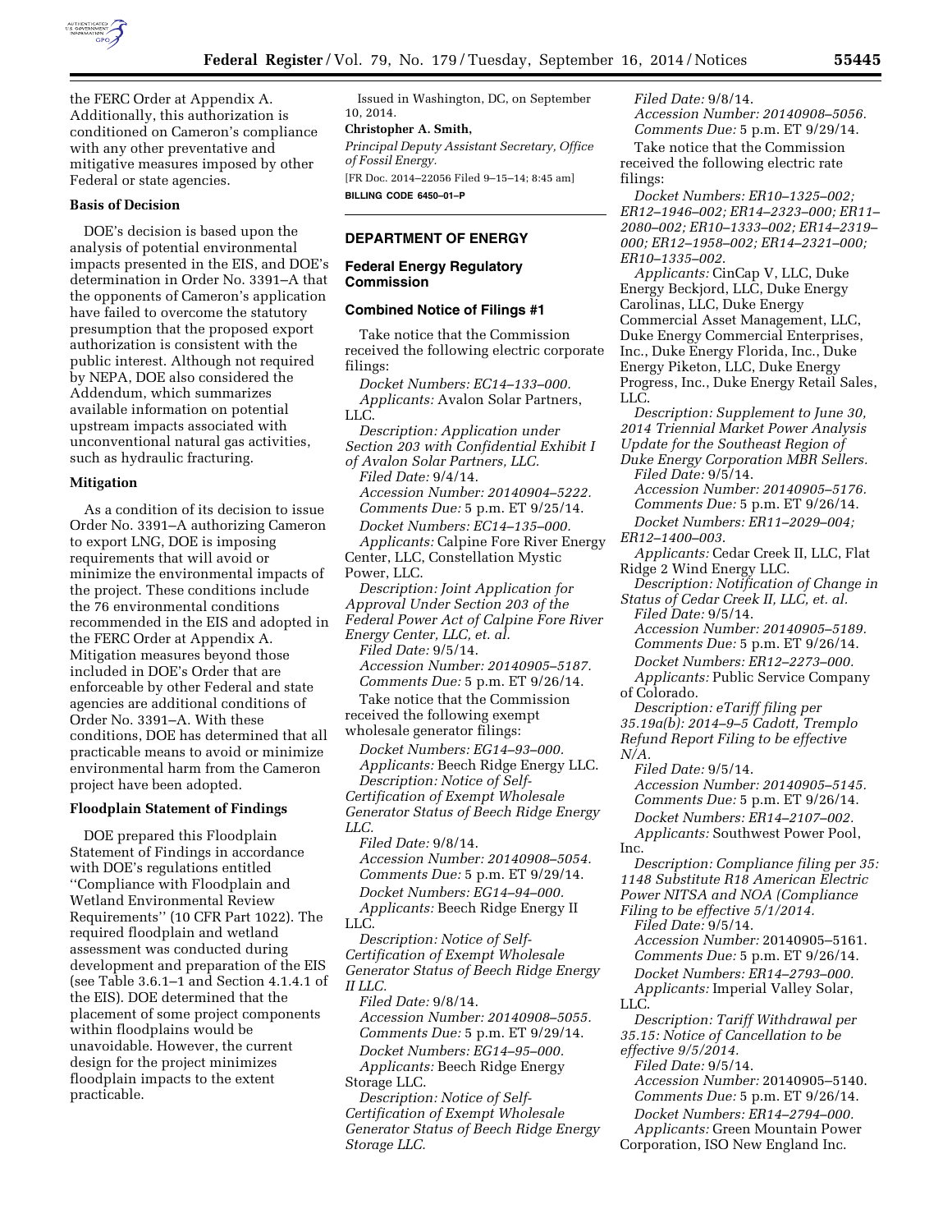the FERC Order at Appendix A. Additionally, this authorization is conditioned on Cameron's compliance with any other preventative and mitigative measures imposed by other Federal or state agencies.

**Basis of Decision**

DOE's decision is based upon the analysis of potential environmental impacts presented in the EIS, and DOE's determination in Order No. 3391–A that the opponents of Cameron's application have failed to overcome the statutory presumption that the proposed export authorization is consistent with the public interest. Although not required by NEPA, DOE also considered the Addendum, which summarizes available information on potential upstream impacts associated with unconventional natural gas activities, such as hydraulic fracturing.

**Mitigation**

As a condition of its decision to issue Order No. 3391–A authorizing Cameron to export LNG, DOE is imposing requirements that will avoid or minimize the environmental impacts of the project. These conditions include the 76 environmental conditions recommended in the EIS and adopted in the FERC Order at Appendix A. Mitigation measures beyond those included in DOE's Order that are enforceable by other Federal and state agencies are additional conditions of Order No. 3391–A. With these conditions, DOE has determined that all practicable means to avoid or minimize environmental harm from the Cameron project have been adopted.

**Floodplain Statement of Findings**

DOE prepared this Floodplain Statement of Findings in accordance with DOE's regulations entitled "Compliance with Floodplain and Wetland Environmental Review Requirements" (10 CFR Part 1022). The required floodplain and wetland assessment was conducted during development and preparation of the EIS (see Table 3.6.1–1 and Section 4.1.4.1 of the EIS). DOE determined that the placement of some project components within floodplains would be unavoidable. However, the current design for the project minimizes floodplain impacts to the extent practicable.

Issued in Washington, DC, on September 10, 2014.

**Christopher A. Smith,**

*Principal Deputy Assistant Secretary, Office of Fossil Energy.*

[FR Doc. 2014–22056 Filed 9–15–14; 8:45 am]

**BILLING CODE 6450–01–P**

---

## DEPARTMENT OF ENERGY

### Federal Energy Regulatory Commission

### Combined Notice of Filings #1

Take notice that the Commission received the following electric corporate filings:

*Docket Numbers:* EC14–133–000.
*Applicants:* Avalon Solar Partners, LLC.
*Description:* Application under Section 203 with Confidential Exhibit I of Avalon Solar Partners, LLC.
*Filed Date:* 9/4/14.
*Accession Number:* 20140904–5222.
*Comments Due:* 5 p.m. ET 9/25/14.

*Docket Numbers:* EC14–135–000.
*Applicants:* Calpine Fore River Energy Center, LLC, Constellation Mystic Power, LLC.
*Description:* Joint Application for Approval Under Section 203 of the Federal Power Act of Calpine Fore River Energy Center, LLC, et. al.
*Filed Date:* 9/5/14.
*Accession Number:* 20140905–5187.
*Comments Due:* 5 p.m. ET 9/26/14.

Take notice that the Commission received the following exempt wholesale generator filings:

*Docket Numbers:* EG14–93–000.
*Applicants:* Beech Ridge Energy LLC.
*Description:* Notice of Self-Certification of Exempt Wholesale Generator Status of Beech Ridge Energy LLC.
*Filed Date:* 9/8/14.
*Accession Number:* 20140908–5054.
*Comments Due:* 5 p.m. ET 9/29/14.

*Docket Numbers:* EG14–94–000.
*Applicants:* Beech Ridge Energy II LLC.
*Description:* Notice of Self-Certification of Exempt Wholesale Generator Status of Beech Ridge Energy II LLC.
*Filed Date:* 9/8/14.
*Accession Number:* 20140908–5055.
*Comments Due:* 5 p.m. ET 9/29/14.

*Docket Numbers:* EG14–95–000.
*Applicants:* Beech Ridge Energy Storage LLC.
*Description:* Notice of Self-Certification of Exempt Wholesale Generator Status of Beech Ridge Energy Storage LLC.
*Filed Date:* 9/8/14.
*Accession Number:* 20140908–5056.
*Comments Due:* 5 p.m. ET 9/29/14.

Take notice that the Commission received the following electric rate filings:

*Docket Numbers:* ER10–1325–002; ER12–1946–002; ER14–2323–000; ER11–2080–002; ER10–1333–002; ER14–2319–000; ER12–1958–002; ER14–2321–000; ER10–1335–002.
*Applicants:* CinCap V, LLC, Duke Energy Beckjord, LLC, Duke Energy Carolinas, LLC, Duke Energy Commercial Asset Management, LLC, Duke Energy Commercial Enterprises, Inc., Duke Energy Florida, Inc., Duke Energy Piketon, LLC, Duke Energy Progress, Inc., Duke Energy Retail Sales, LLC.
*Description:* Supplement to June 30, 2014 Triennial Market Power Analysis Update for the Southeast Region of Duke Energy Corporation MBR Sellers.
*Filed Date:* 9/5/14.
*Accession Number:* 20140905–5176.
*Comments Due:* 5 p.m. ET 9/26/14.

*Docket Numbers:* ER11–2029–004; ER12–1400–003.
*Applicants:* Cedar Creek II, LLC, Flat Ridge 2 Wind Energy LLC.
*Description:* Notification of Change in Status of Cedar Creek II, LLC, et. al.
*Filed Date:* 9/5/14.
*Accession Number:* 20140905–5189.
*Comments Due:* 5 p.m. ET 9/26/14.

*Docket Numbers:* ER12–2273–000.
*Applicants:* Public Service Company of Colorado.
*Description:* eTariff filing per 35.19a(b): 2014–9–5 Cadott, Tremplo Refund Report Filing to be effective N/A.
*Filed Date:* 9/5/14.
*Accession Number:* 20140905–5145.
*Comments Due:* 5 p.m. ET 9/26/14.

*Docket Numbers:* ER14–2107–002.
*Applicants:* Southwest Power Pool, Inc.
*Description:* Compliance filing per 35: 1148 Substitute R18 American Electric Power NITSA and NOA (Compliance Filing to be effective 5/1/2014.
*Filed Date:* 9/5/14.
*Accession Number:* 20140905–5161.
*Comments Due:* 5 p.m. ET 9/26/14.

*Docket Numbers:* ER14–2793–000.
*Applicants:* Imperial Valley Solar, LLC.
*Description:* Tariff Withdrawal per 35.15: Notice of Cancellation to be effective 9/5/2014.
*Filed Date:* 9/5/14.
*Accession Number:* 20140905–5140.
*Comments Due:* 5 p.m. ET 9/26/14.

*Docket Numbers:* ER14–2794–000.
*Applicants:* Green Mountain Power Corporation, ISO New England Inc.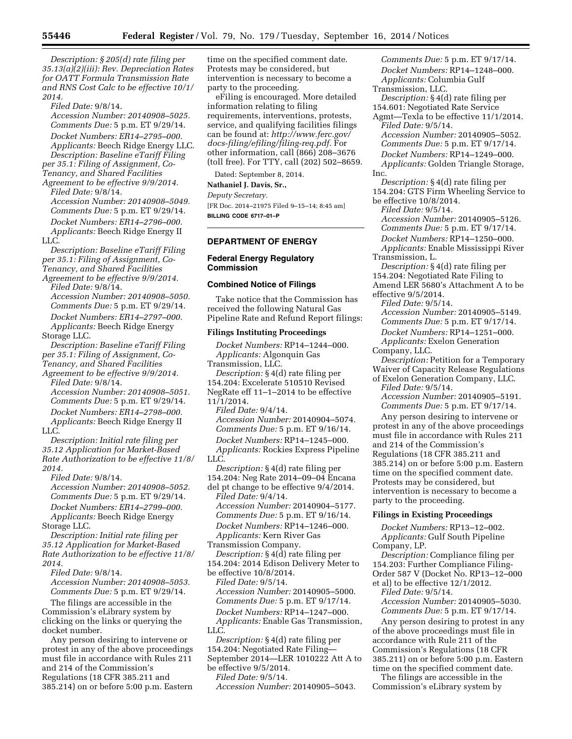*Description:* *§ 205(d) rate filing per 35.13(a)(2)(iii): Rev. Depreciation Rates for OATT Formula Transmission Rate and RNS Cost Calc to be effective 10/1/2014.*

*Filed Date:* 9/8/14.

*Accession Number:* *20140908–5025.*

*Comments Due:* 5 p.m. ET 9/29/14.

*Docket Numbers: ER14–2795–000.*

*Applicants:* Beech Ridge Energy LLC.

*Description: Baseline eTariff Filing per 35.1: Filing of Assignment, Co-Tenancy, and Shared Facilities Agreement to be effective 9/9/2014.*

*Filed Date:* 9/8/14.

*Accession Number: 20140908–5049.*

*Comments Due:* 5 p.m. ET 9/29/14.

*Docket Numbers: ER14–2796–000.*

*Applicants:* Beech Ridge Energy II LLC.

*Description: Baseline eTariff Filing per 35.1: Filing of Assignment, Co-Tenancy, and Shared Facilities Agreement to be effective 9/9/2014.*

*Filed Date:* 9/8/14.

*Accession Number: 20140908–5050.*

*Comments Due:* 5 p.m. ET 9/29/14.

*Docket Numbers: ER14–2797–000.*

*Applicants:* Beech Ridge Energy Storage LLC.

*Description: Baseline eTariff Filing per 35.1: Filing of Assignment, Co-Tenancy, and Shared Facilities Agreement to be effective 9/9/2014.*

*Filed Date:* 9/8/14.

*Accession Number: 20140908–5051.*

*Comments Due:* 5 p.m. ET 9/29/14.

*Docket Numbers: ER14–2798–000.*

*Applicants:* Beech Ridge Energy II LLC.

*Description: Initial rate filing per 35.12 Application for Market-Based Rate Authorization to be effective 11/8/2014.*

*Filed Date:* 9/8/14.

*Accession Number: 20140908–5052.*

*Comments Due:* 5 p.m. ET 9/29/14.

*Docket Numbers: ER14–2799–000.*

*Applicants:* Beech Ridge Energy Storage LLC.

*Description: Initial rate filing per 35.12 Application for Market-Based Rate Authorization to be effective 11/8/2014.*

*Filed Date:* 9/8/14.

*Accession Number: 20140908–5053.*

*Comments Due:* 5 p.m. ET 9/29/14.

The filings are accessible in the Commission's eLibrary system by clicking on the links or querying the docket number.

Any person desiring to intervene or protest in any of the above proceedings must file in accordance with Rules 211 and 214 of the Commission's Regulations (18 CFR 385.211 and 385.214) on or before 5:00 p.m. Eastern time on the specified comment date. Protests may be considered, but intervention is necessary to become a party to the proceeding.

eFiling is encouraged. More detailed information relating to filing requirements, interventions, protests, service, and qualifying facilities filings can be found at: *http://www.ferc.gov/docs-filing/efiling/filing-req.pdf.* For other information, call (866) 208–3676 (toll free). For TTY, call (202) 502–8659.

Dated: September 8, 2014.

**Nathaniel J. Davis, Sr.,**

*Deputy Secretary.*

[FR Doc. 2014–21975 Filed 9–15–14; 8:45 am]

**BILLING CODE 6717–01–P**

## DEPARTMENT OF ENERGY

### Federal Energy Regulatory Commission

### Combined Notice of Filings

Take notice that the Commission has received the following Natural Gas Pipeline Rate and Refund Report filings:

#### Filings Instituting Proceedings

*Docket Numbers:* RP14–1244–000.

*Applicants:* Algonquin Gas Transmission, LLC.

*Description:* § 4(d) rate filing per 154.204: Excelerate 510510 Revised NegRate eff 11–1–2014 to be effective 11/1/2014.

*Filed Date:* 9/4/14.

*Accession Number:* 20140904–5074.

*Comments Due:* 5 p.m. ET 9/16/14.

*Docket Numbers:* RP14–1245–000.

*Applicants:* Rockies Express Pipeline LLC.

*Description:* § 4(d) rate filing per 154.204: Neg Rate 2014–09–04 Encana del pt change to be effective 9/4/2014.

*Filed Date:* 9/4/14.

*Accession Number:* 20140904–5177.

*Comments Due:* 5 p.m. ET 9/16/14.

*Docket Numbers:* RP14–1246–000.

*Applicants:* Kern River Gas Transmission Company.

*Description:* § 4(d) rate filing per 154.204: 2014 Edison Delivery Meter to be effective 10/8/2014.

*Filed Date:* 9/5/14.

*Accession Number:* 20140905–5000.

*Comments Due:* 5 p.m. ET 9/17/14.

*Docket Numbers:* RP14–1247–000.

*Applicants:* Enable Gas Transmission, LLC.

*Description:* § 4(d) rate filing per 154.204: Negotiated Rate Filing—September 2014—LER 1010222 Att A to be effective 9/5/2014.

*Filed Date:* 9/5/14.

*Accession Number:* 20140905–5043.

*Comments Due:* 5 p.m. ET 9/17/14.

*Docket Numbers:* RP14–1248–000.

*Applicants:* Columbia Gulf Transmission, LLC.

*Description:* § 4(d) rate filing per 154.601: Negotiated Rate Service Agmt—Texla to be effective 11/1/2014.

*Filed Date:* 9/5/14.

*Accession Number:* 20140905–5052.

*Comments Due:* 5 p.m. ET 9/17/14.

*Docket Numbers:* RP14–1249–000.

*Applicants:* Golden Triangle Storage, Inc.

*Description:* § 4(d) rate filing per 154.204: GTS Firm Wheeling Service to be effective 10/8/2014.

*Filed Date:* 9/5/14.

*Accession Number:* 20140905–5126.

*Comments Due:* 5 p.m. ET 9/17/14.

*Docket Numbers:* RP14–1250–000.

*Applicants:* Enable Mississippi River Transmission, L.

*Description:* § 4(d) rate filing per 154.204: Negotiated Rate Filing to Amend LER 5680's Attachment A to be effective 9/5/2014.

*Filed Date:* 9/5/14.

*Accession Number:* 20140905–5149.

*Comments Due:* 5 p.m. ET 9/17/14.

*Docket Numbers:* RP14–1251–000.

*Applicants:* Exelon Generation Company, LLC.

*Description:* Petition for a Temporary Waiver of Capacity Release Regulations of Exelon Generation Company, LLC.

*Filed Date:* 9/5/14.

*Accession Number:* 20140905–5191.

*Comments Due:* 5 p.m. ET 9/17/14.

Any person desiring to intervene or protest in any of the above proceedings must file in accordance with Rules 211 and 214 of the Commission's Regulations (18 CFR 385.211 and 385.214) on or before 5:00 p.m. Eastern time on the specified comment date. Protests may be considered, but intervention is necessary to become a party to the proceeding.

#### Filings in Existing Proceedings

*Docket Numbers:* RP13–12–002.

*Applicants:* Gulf South Pipeline Company, LP.

*Description:* Compliance filing per 154.203: Further Compliance Filing-Order 587 V (Docket No. RP13–12–000 et al) to be effective 12/1/2012.

*Filed Date:* 9/5/14.

*Accession Number:* 20140905–5030.

*Comments Due:* 5 p.m. ET 9/17/14.

Any person desiring to protest in any of the above proceedings must file in accordance with Rule 211 of the Commission's Regulations (18 CFR 385.211) on or before 5:00 p.m. Eastern time on the specified comment date.

The filings are accessible in the Commission's eLibrary system by